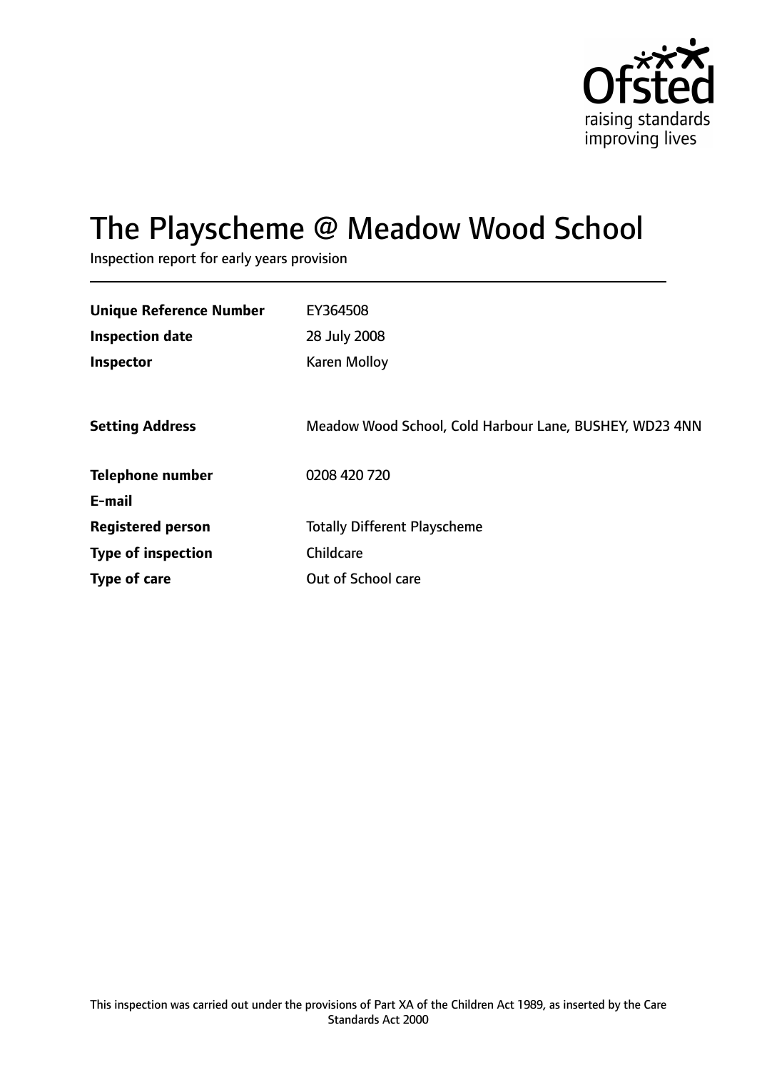Ofsted

raising standards
improving lives

# The Playscheme @ Meadow Wood School

Inspection report for early years provision

| | |
|---|---|
| **Unique Reference Number** | EY364508 |
| **Inspection date** | 28 July 2008 |
| **Inspector** | Karen Molloy |
| | |
| **Setting Address** | Meadow Wood School, Cold Harbour Lane, BUSHEY, WD23 4NN |
| | |
| **Telephone number** | 0208 420 720 |
| **E-mail** | |
| **Registered person** | Totally Different Playscheme |
| **Type of inspection** | Childcare |
| **Type of care** | Out of School care |

This inspection was carried out under the provisions of Part XA of the Children Act 1989, as inserted by the Care Standards Act 2000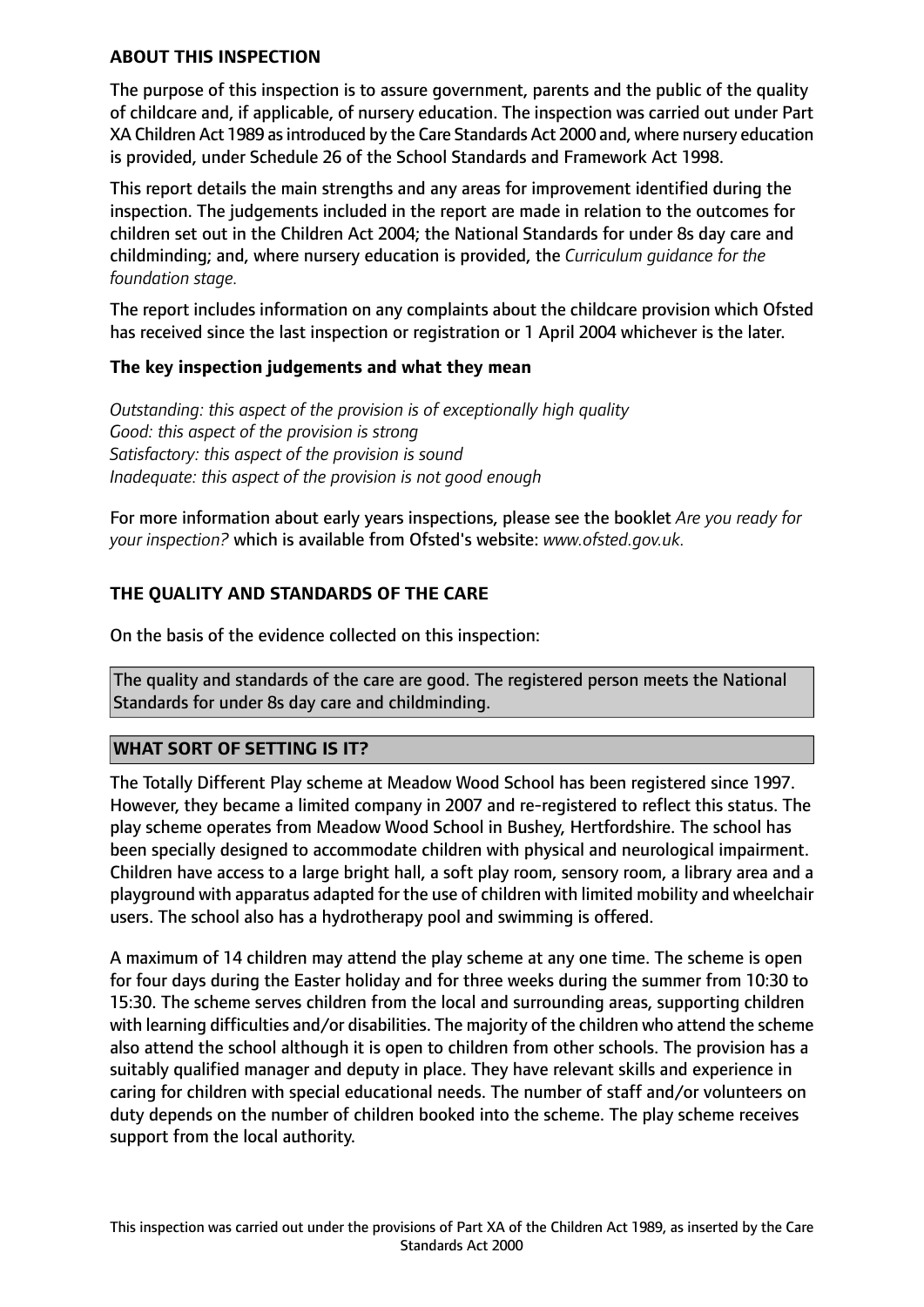## ABOUT THIS INSPECTION

The purpose of this inspection is to assure government, parents and the public of the quality of childcare and, if applicable, of nursery education. The inspection was carried out under Part XA Children Act 1989 as introduced by the Care Standards Act 2000 and, where nursery education is provided, under Schedule 26 of the School Standards and Framework Act 1998.

This report details the main strengths and any areas for improvement identified during the inspection. The judgements included in the report are made in relation to the outcomes for children set out in the Children Act 2004; the National Standards for under 8s day care and childminding; and, where nursery education is provided, the *Curriculum guidance for the foundation stage.*

The report includes information on any complaints about the childcare provision which Ofsted has received since the last inspection or registration or 1 April 2004 whichever is the later.

### The key inspection judgements and what they mean

*Outstanding: this aspect of the provision is of exceptionally high quality*
*Good: this aspect of the provision is strong*
*Satisfactory: this aspect of the provision is sound*
*Inadequate: this aspect of the provision is not good enough*

For more information about early years inspections, please see the booklet *Are you ready for your inspection?* which is available from Ofsted's website: *www.ofsted.gov.uk.*

## THE QUALITY AND STANDARDS OF THE CARE

On the basis of the evidence collected on this inspection:

The quality and standards of the care are good. The registered person meets the National Standards for under 8s day care and childminding.

## WHAT SORT OF SETTING IS IT?

The Totally Different Play scheme at Meadow Wood School has been registered since 1997. However, they became a limited company in 2007 and re-registered to reflect this status. The play scheme operates from Meadow Wood School in Bushey, Hertfordshire. The school has been specially designed to accommodate children with physical and neurological impairment. Children have access to a large bright hall, a soft play room, sensory room, a library area and a playground with apparatus adapted for the use of children with limited mobility and wheelchair users. The school also has a hydrotherapy pool and swimming is offered.

A maximum of 14 children may attend the play scheme at any one time. The scheme is open for four days during the Easter holiday and for three weeks during the summer from 10:30 to 15:30. The scheme serves children from the local and surrounding areas, supporting children with learning difficulties and/or disabilities. The majority of the children who attend the scheme also attend the school although it is open to children from other schools. The provision has a suitably qualified manager and deputy in place. They have relevant skills and experience in caring for children with special educational needs. The number of staff and/or volunteers on duty depends on the number of children booked into the scheme. The play scheme receives support from the local authority.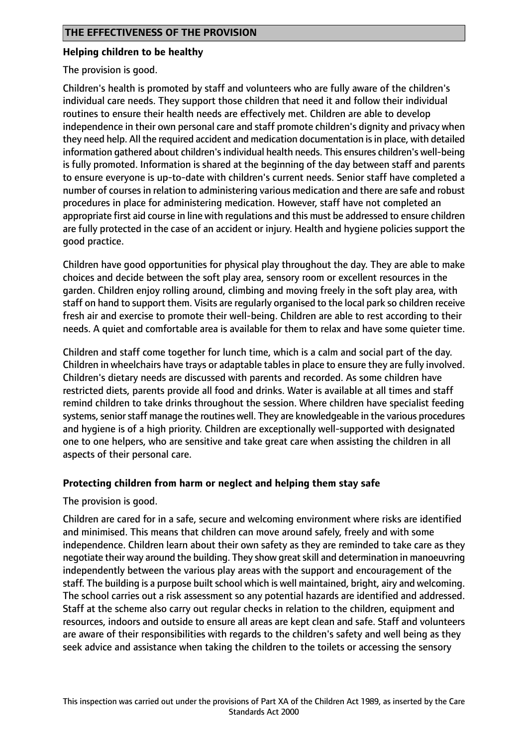## THE EFFECTIVENESS OF THE PROVISION

### Helping children to be healthy

The provision is good.

Children's health is promoted by staff and volunteers who are fully aware of the children's individual care needs. They support those children that need it and follow their individual routines to ensure their health needs are effectively met. Children are able to develop independence in their own personal care and staff promote children's dignity and privacy when they need help. All the required accident and medication documentation is in place, with detailed information gathered about children's individual health needs. This ensures children's well-being is fully promoted. Information is shared at the beginning of the day between staff and parents to ensure everyone is up-to-date with children's current needs. Senior staff have completed a number of courses in relation to administering various medication and there are safe and robust procedures in place for administering medication. However, staff have not completed an appropriate first aid course in line with regulations and this must be addressed to ensure children are fully protected in the case of an accident or injury. Health and hygiene policies support the good practice.

Children have good opportunities for physical play throughout the day. They are able to make choices and decide between the soft play area, sensory room or excellent resources in the garden. Children enjoy rolling around, climbing and moving freely in the soft play area, with staff on hand to support them. Visits are regularly organised to the local park so children receive fresh air and exercise to promote their well-being. Children are able to rest according to their needs. A quiet and comfortable area is available for them to relax and have some quieter time.

Children and staff come together for lunch time, which is a calm and social part of the day. Children in wheelchairs have trays or adaptable tables in place to ensure they are fully involved. Children's dietary needs are discussed with parents and recorded. As some children have restricted diets, parents provide all food and drinks. Water is available at all times and staff remind children to take drinks throughout the session. Where children have specialist feeding systems, senior staff manage the routines well. They are knowledgeable in the various procedures and hygiene is of a high priority. Children are exceptionally well-supported with designated one to one helpers, who are sensitive and take great care when assisting the children in all aspects of their personal care.

### Protecting children from harm or neglect and helping them stay safe

The provision is good.

Children are cared for in a safe, secure and welcoming environment where risks are identified and minimised. This means that children can move around safely, freely and with some independence. Children learn about their own safety as they are reminded to take care as they negotiate their way around the building. They show great skill and determination in manoeuvring independently between the various play areas with the support and encouragement of the staff. The building is a purpose built school which is well maintained, bright, airy and welcoming. The school carries out a risk assessment so any potential hazards are identified and addressed. Staff at the scheme also carry out regular checks in relation to the children, equipment and resources, indoors and outside to ensure all areas are kept clean and safe. Staff and volunteers are aware of their responsibilities with regards to the children's safety and well being as they seek advice and assistance when taking the children to the toilets or accessing the sensory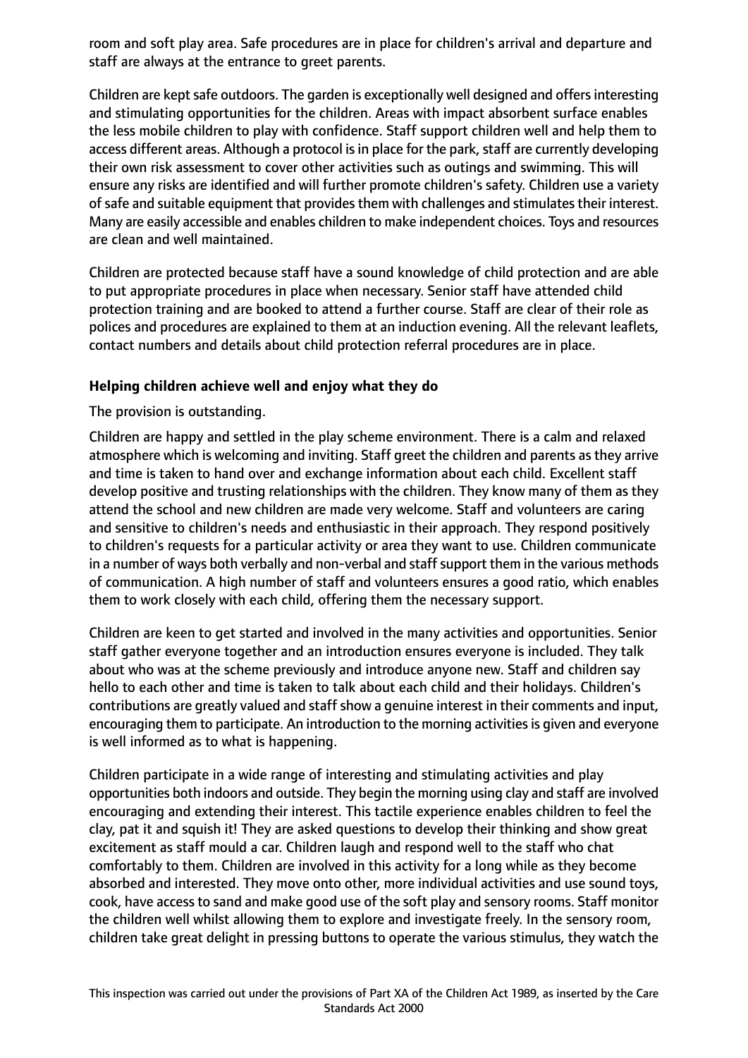room and soft play area. Safe procedures are in place for children's arrival and departure and staff are always at the entrance to greet parents.

Children are kept safe outdoors. The garden is exceptionally well designed and offers interesting and stimulating opportunities for the children. Areas with impact absorbent surface enables the less mobile children to play with confidence. Staff support children well and help them to access different areas. Although a protocol is in place for the park, staff are currently developing their own risk assessment to cover other activities such as outings and swimming. This will ensure any risks are identified and will further promote children's safety. Children use a variety of safe and suitable equipment that provides them with challenges and stimulates their interest. Many are easily accessible and enables children to make independent choices. Toys and resources are clean and well maintained.

Children are protected because staff have a sound knowledge of child protection and are able to put appropriate procedures in place when necessary. Senior staff have attended child protection training and are booked to attend a further course. Staff are clear of their role as polices and procedures are explained to them at an induction evening. All the relevant leaflets, contact numbers and details about child protection referral procedures are in place.

**Helping children achieve well and enjoy what they do**

The provision is outstanding.

Children are happy and settled in the play scheme environment. There is a calm and relaxed atmosphere which is welcoming and inviting. Staff greet the children and parents as they arrive and time is taken to hand over and exchange information about each child. Excellent staff develop positive and trusting relationships with the children. They know many of them as they attend the school and new children are made very welcome. Staff and volunteers are caring and sensitive to children's needs and enthusiastic in their approach. They respond positively to children's requests for a particular activity or area they want to use. Children communicate in a number of ways both verbally and non-verbal and staff support them in the various methods of communication. A high number of staff and volunteers ensures a good ratio, which enables them to work closely with each child, offering them the necessary support.

Children are keen to get started and involved in the many activities and opportunities. Senior staff gather everyone together and an introduction ensures everyone is included. They talk about who was at the scheme previously and introduce anyone new. Staff and children say hello to each other and time is taken to talk about each child and their holidays. Children's contributions are greatly valued and staff show a genuine interest in their comments and input, encouraging them to participate. An introduction to the morning activities is given and everyone is well informed as to what is happening.

Children participate in a wide range of interesting and stimulating activities and play opportunities both indoors and outside. They begin the morning using clay and staff are involved encouraging and extending their interest. This tactile experience enables children to feel the clay, pat it and squish it! They are asked questions to develop their thinking and show great excitement as staff mould a car. Children laugh and respond well to the staff who chat comfortably to them. Children are involved in this activity for a long while as they become absorbed and interested. They move onto other, more individual activities and use sound toys, cook, have access to sand and make good use of the soft play and sensory rooms. Staff monitor the children well whilst allowing them to explore and investigate freely. In the sensory room, children take great delight in pressing buttons to operate the various stimulus, they watch the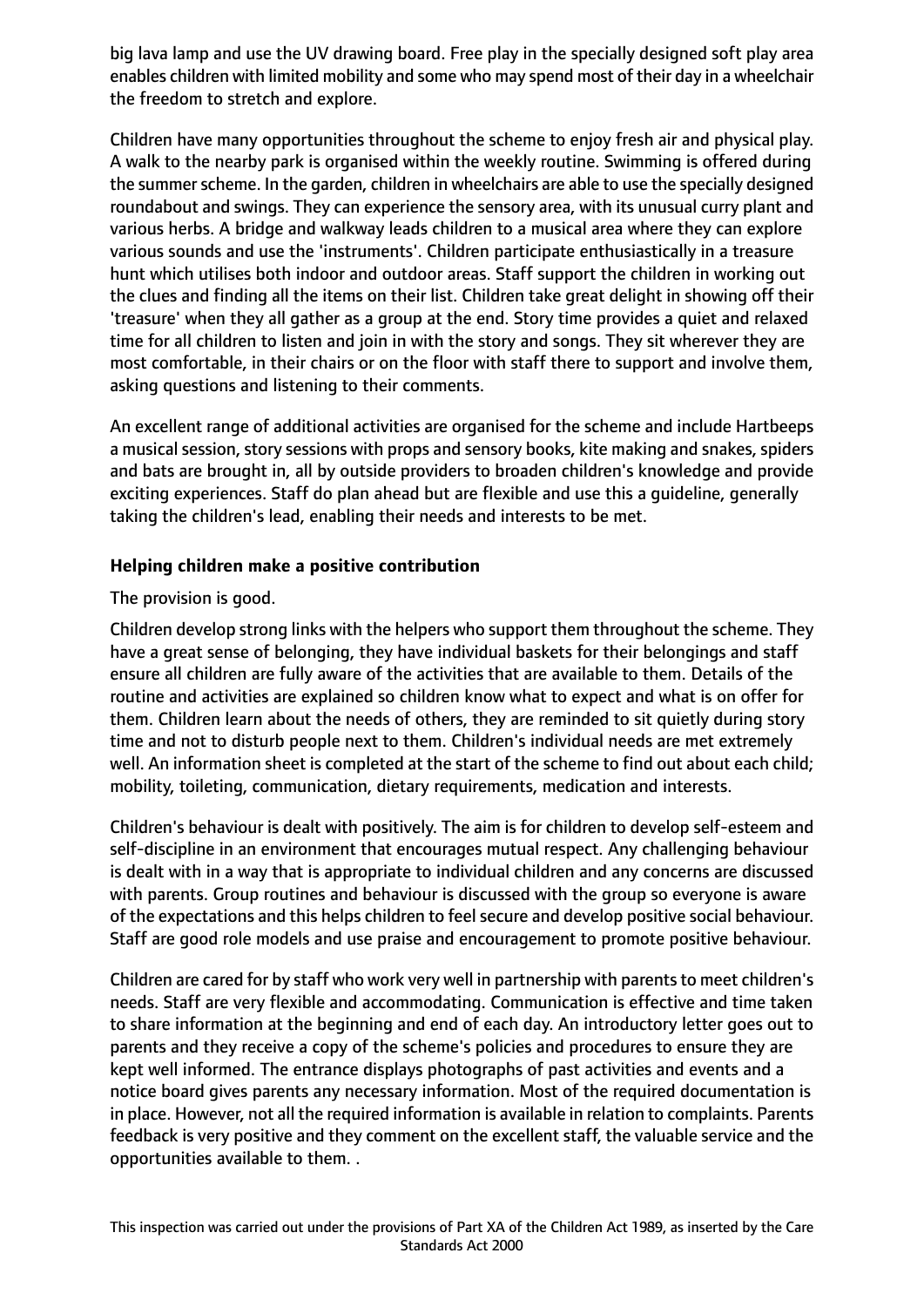big lava lamp and use the UV drawing board. Free play in the specially designed soft play area enables children with limited mobility and some who may spend most of their day in a wheelchair the freedom to stretch and explore.

Children have many opportunities throughout the scheme to enjoy fresh air and physical play. A walk to the nearby park is organised within the weekly routine. Swimming is offered during the summer scheme. In the garden, children in wheelchairs are able to use the specially designed roundabout and swings. They can experience the sensory area, with its unusual curry plant and various herbs. A bridge and walkway leads children to a musical area where they can explore various sounds and use the 'instruments'. Children participate enthusiastically in a treasure hunt which utilises both indoor and outdoor areas. Staff support the children in working out the clues and finding all the items on their list. Children take great delight in showing off their 'treasure' when they all gather as a group at the end. Story time provides a quiet and relaxed time for all children to listen and join in with the story and songs. They sit wherever they are most comfortable, in their chairs or on the floor with staff there to support and involve them, asking questions and listening to their comments.

An excellent range of additional activities are organised for the scheme and include Hartbeeps a musical session, story sessions with props and sensory books, kite making and snakes, spiders and bats are brought in, all by outside providers to broaden children's knowledge and provide exciting experiences. Staff do plan ahead but are flexible and use this a guideline, generally taking the children's lead, enabling their needs and interests to be met.

**Helping children make a positive contribution**

The provision is good.

Children develop strong links with the helpers who support them throughout the scheme. They have a great sense of belonging, they have individual baskets for their belongings and staff ensure all children are fully aware of the activities that are available to them. Details of the routine and activities are explained so children know what to expect and what is on offer for them. Children learn about the needs of others, they are reminded to sit quietly during story time and not to disturb people next to them. Children's individual needs are met extremely well. An information sheet is completed at the start of the scheme to find out about each child; mobility, toileting, communication, dietary requirements, medication and interests.

Children's behaviour is dealt with positively. The aim is for children to develop self-esteem and self-discipline in an environment that encourages mutual respect. Any challenging behaviour is dealt with in a way that is appropriate to individual children and any concerns are discussed with parents. Group routines and behaviour is discussed with the group so everyone is aware of the expectations and this helps children to feel secure and develop positive social behaviour. Staff are good role models and use praise and encouragement to promote positive behaviour.

Children are cared for by staff who work very well in partnership with parents to meet children's needs. Staff are very flexible and accommodating. Communication is effective and time taken to share information at the beginning and end of each day. An introductory letter goes out to parents and they receive a copy of the scheme's policies and procedures to ensure they are kept well informed. The entrance displays photographs of past activities and events and a notice board gives parents any necessary information. Most of the required documentation is in place. However, not all the required information is available in relation to complaints. Parents feedback is very positive and they comment on the excellent staff, the valuable service and the opportunities available to them. .

This inspection was carried out under the provisions of Part XA of the Children Act 1989, as inserted by the Care Standards Act 2000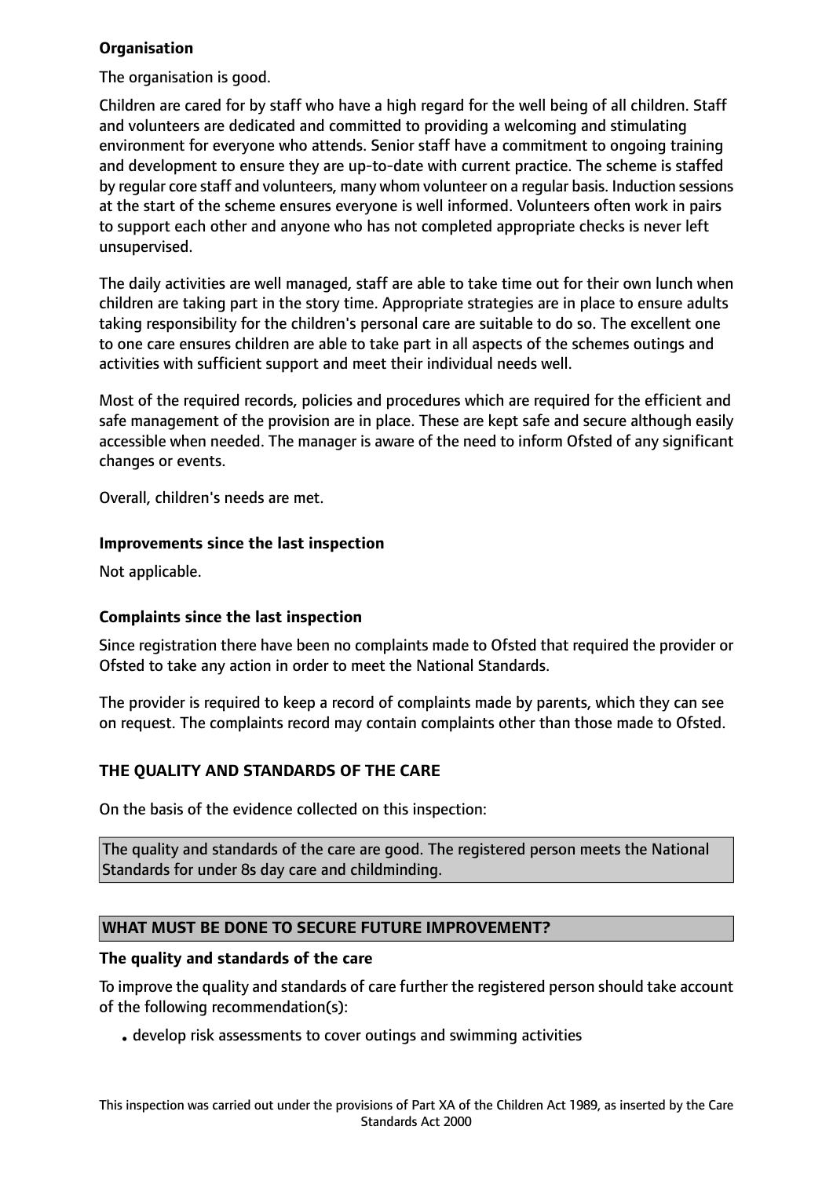**Organisation**

The organisation is good.

Children are cared for by staff who have a high regard for the well being of all children. Staff and volunteers are dedicated and committed to providing a welcoming and stimulating environment for everyone who attends. Senior staff have a commitment to ongoing training and development to ensure they are up-to-date with current practice. The scheme is staffed by regular core staff and volunteers, many whom volunteer on a regular basis. Induction sessions at the start of the scheme ensures everyone is well informed. Volunteers often work in pairs to support each other and anyone who has not completed appropriate checks is never left unsupervised.

The daily activities are well managed, staff are able to take time out for their own lunch when children are taking part in the story time. Appropriate strategies are in place to ensure adults taking responsibility for the children's personal care are suitable to do so. The excellent one to one care ensures children are able to take part in all aspects of the schemes outings and activities with sufficient support and meet their individual needs well.

Most of the required records, policies and procedures which are required for the efficient and safe management of the provision are in place. These are kept safe and secure although easily accessible when needed. The manager is aware of the need to inform Ofsted of any significant changes or events.

Overall, children's needs are met.

**Improvements since the last inspection**

Not applicable.

**Complaints since the last inspection**

Since registration there have been no complaints made to Ofsted that required the provider or Ofsted to take any action in order to meet the National Standards.

The provider is required to keep a record of complaints made by parents, which they can see on request. The complaints record may contain complaints other than those made to Ofsted.

## THE QUALITY AND STANDARDS OF THE CARE

On the basis of the evidence collected on this inspection:

The quality and standards of the care are good. The registered person meets the National Standards for under 8s day care and childminding.

## WHAT MUST BE DONE TO SECURE FUTURE IMPROVEMENT?

**The quality and standards of the care**

To improve the quality and standards of care further the registered person should take account of the following recommendation(s):

- develop risk assessments to cover outings and swimming activities

This inspection was carried out under the provisions of Part XA of the Children Act 1989, as inserted by the Care Standards Act 2000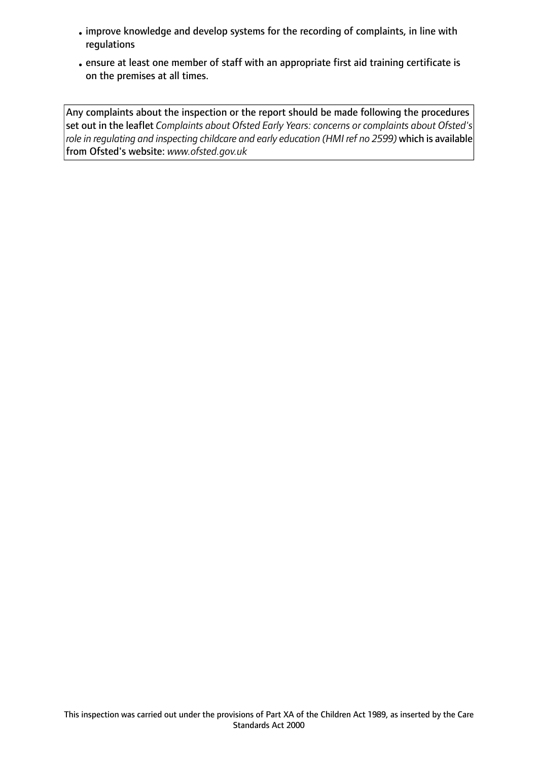- improve knowledge and develop systems for the recording of complaints, in line with regulations
- ensure at least one member of staff with an appropriate first aid training certificate is on the premises at all times.

Any complaints about the inspection or the report should be made following the procedures set out in the leaflet *Complaints about Ofsted Early Years: concerns or complaints about Ofsted's role in regulating and inspecting childcare and early education (HMI ref no 2599)* which is available from Ofsted's website: *www.ofsted.gov.uk*

This inspection was carried out under the provisions of Part XA of the Children Act 1989, as inserted by the Care Standards Act 2000